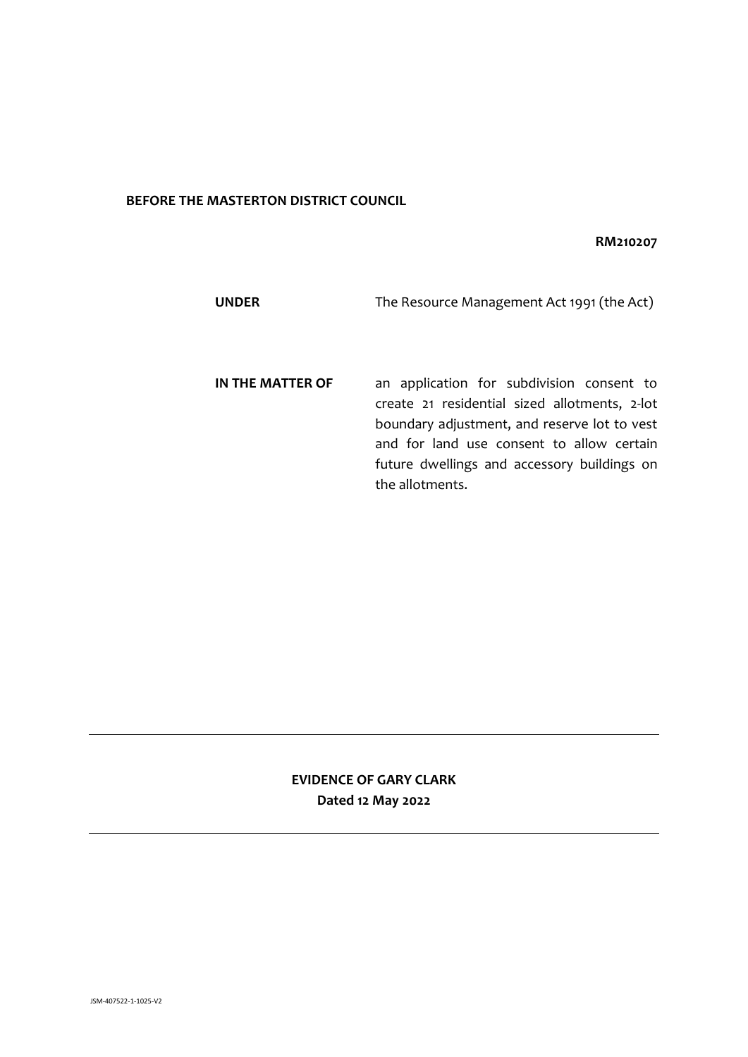**BEFORE THE MASTERTON DISTRICT COUNCIL**

**RM210207**

| | |
|---|---|
| **UNDER** | The Resource Management Act 1991 (the Act) |
| **IN THE MATTER OF** | an application for subdivision consent to create 21 residential sized allotments, 2-lot boundary adjustment, and reserve lot to vest and for land use consent to allow certain future dwellings and accessory buildings on the allotments. |

---

**EVIDENCE OF GARY CLARK**

**Dated 12 May 2022**

---

JSM-407522-1-1025-V2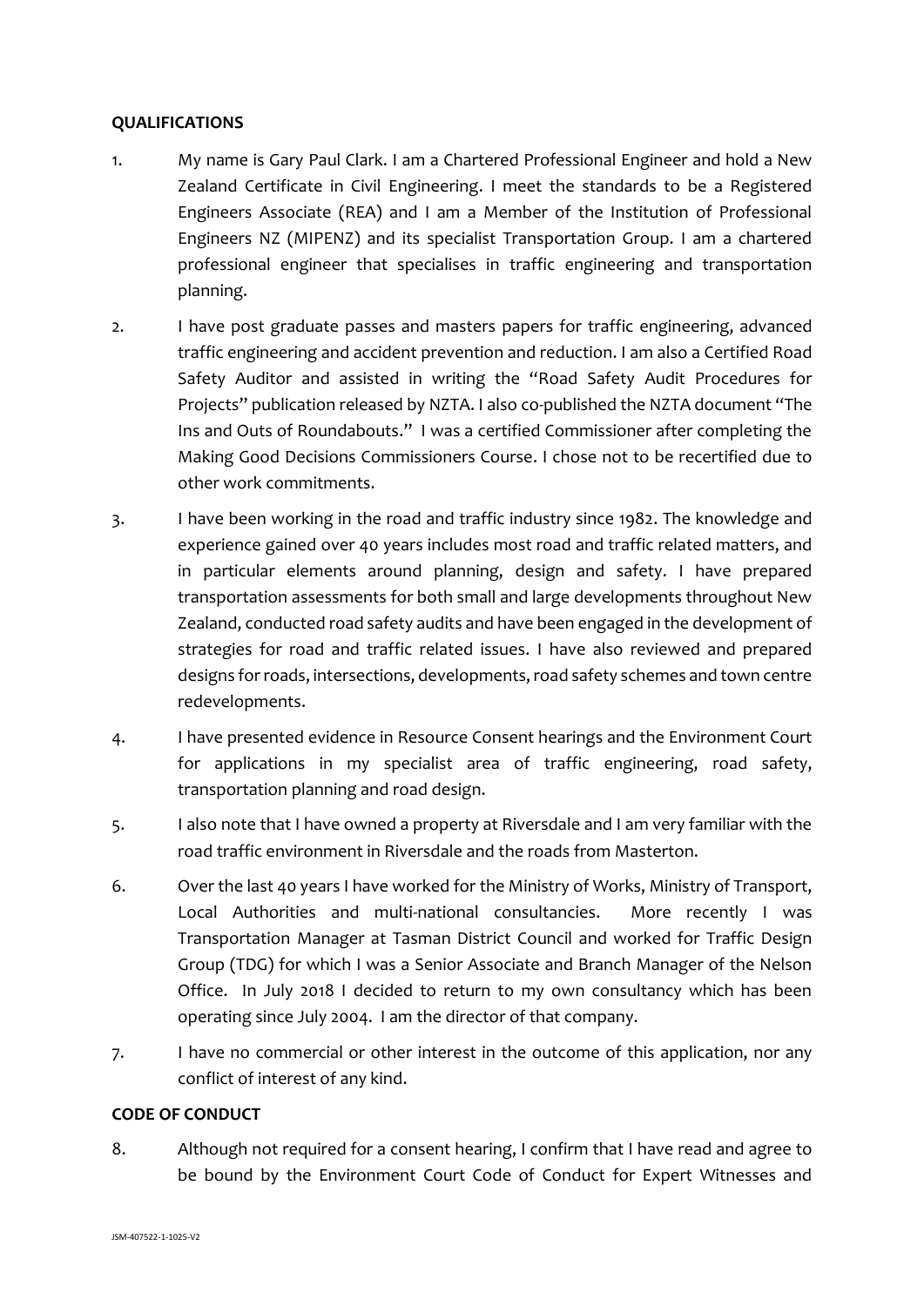## QUALIFICATIONS

1. My name is Gary Paul Clark. I am a Chartered Professional Engineer and hold a New Zealand Certificate in Civil Engineering. I meet the standards to be a Registered Engineers Associate (REA) and I am a Member of the Institution of Professional Engineers NZ (MIPENZ) and its specialist Transportation Group. I am a chartered professional engineer that specialises in traffic engineering and transportation planning.

2. I have post graduate passes and masters papers for traffic engineering, advanced traffic engineering and accident prevention and reduction. I am also a Certified Road Safety Auditor and assisted in writing the "Road Safety Audit Procedures for Projects" publication released by NZTA. I also co-published the NZTA document "The Ins and Outs of Roundabouts." I was a certified Commissioner after completing the Making Good Decisions Commissioners Course. I chose not to be recertified due to other work commitments.

3. I have been working in the road and traffic industry since 1982. The knowledge and experience gained over 40 years includes most road and traffic related matters, and in particular elements around planning, design and safety. I have prepared transportation assessments for both small and large developments throughout New Zealand, conducted road safety audits and have been engaged in the development of strategies for road and traffic related issues. I have also reviewed and prepared designs for roads, intersections, developments, road safety schemes and town centre redevelopments.

4. I have presented evidence in Resource Consent hearings and the Environment Court for applications in my specialist area of traffic engineering, road safety, transportation planning and road design.

5. I also note that I have owned a property at Riversdale and I am very familiar with the road traffic environment in Riversdale and the roads from Masterton.

6. Over the last 40 years I have worked for the Ministry of Works, Ministry of Transport, Local Authorities and multi-national consultancies. More recently I was Transportation Manager at Tasman District Council and worked for Traffic Design Group (TDG) for which I was a Senior Associate and Branch Manager of the Nelson Office. In July 2018 I decided to return to my own consultancy which has been operating since July 2004. I am the director of that company.

7. I have no commercial or other interest in the outcome of this application, nor any conflict of interest of any kind.

## CODE OF CONDUCT

8. Although not required for a consent hearing, I confirm that I have read and agree to be bound by the Environment Court Code of Conduct for Expert Witnesses and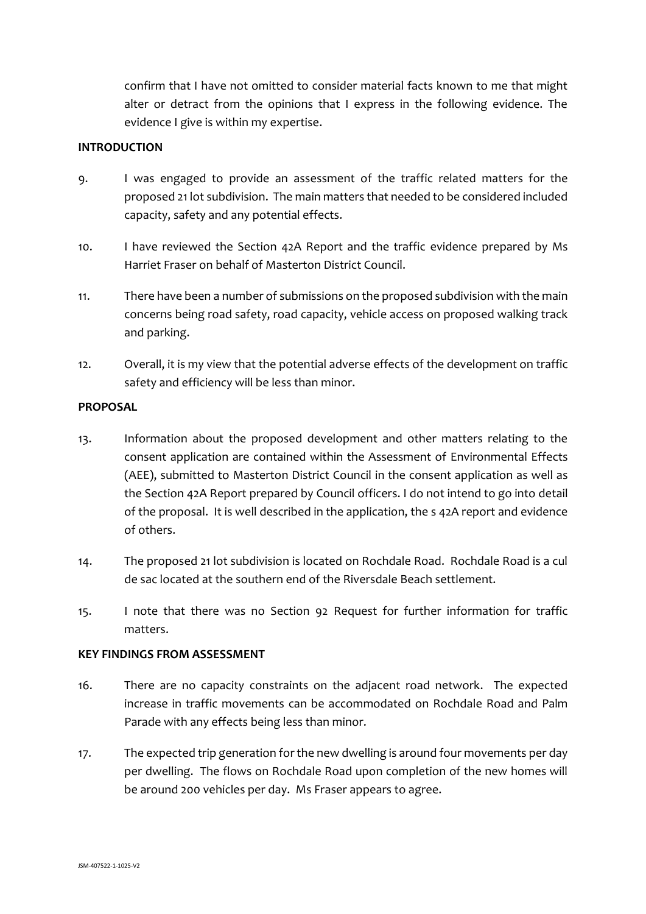confirm that I have not omitted to consider material facts known to me that might alter or detract from the opinions that I express in the following evidence. The evidence I give is within my expertise.

**INTRODUCTION**

9. I was engaged to provide an assessment of the traffic related matters for the proposed 21 lot subdivision. The main matters that needed to be considered included capacity, safety and any potential effects.

10. I have reviewed the Section 42A Report and the traffic evidence prepared by Ms Harriet Fraser on behalf of Masterton District Council.

11. There have been a number of submissions on the proposed subdivision with the main concerns being road safety, road capacity, vehicle access on proposed walking track and parking.

12. Overall, it is my view that the potential adverse effects of the development on traffic safety and efficiency will be less than minor.

**PROPOSAL**

13. Information about the proposed development and other matters relating to the consent application are contained within the Assessment of Environmental Effects (AEE), submitted to Masterton District Council in the consent application as well as the Section 42A Report prepared by Council officers. I do not intend to go into detail of the proposal. It is well described in the application, the s 42A report and evidence of others.

14. The proposed 21 lot subdivision is located on Rochdale Road. Rochdale Road is a cul de sac located at the southern end of the Riversdale Beach settlement.

15. I note that there was no Section 92 Request for further information for traffic matters.

**KEY FINDINGS FROM ASSESSMENT**

16. There are no capacity constraints on the adjacent road network. The expected increase in traffic movements can be accommodated on Rochdale Road and Palm Parade with any effects being less than minor.

17. The expected trip generation for the new dwelling is around four movements per day per dwelling. The flows on Rochdale Road upon completion of the new homes will be around 200 vehicles per day. Ms Fraser appears to agree.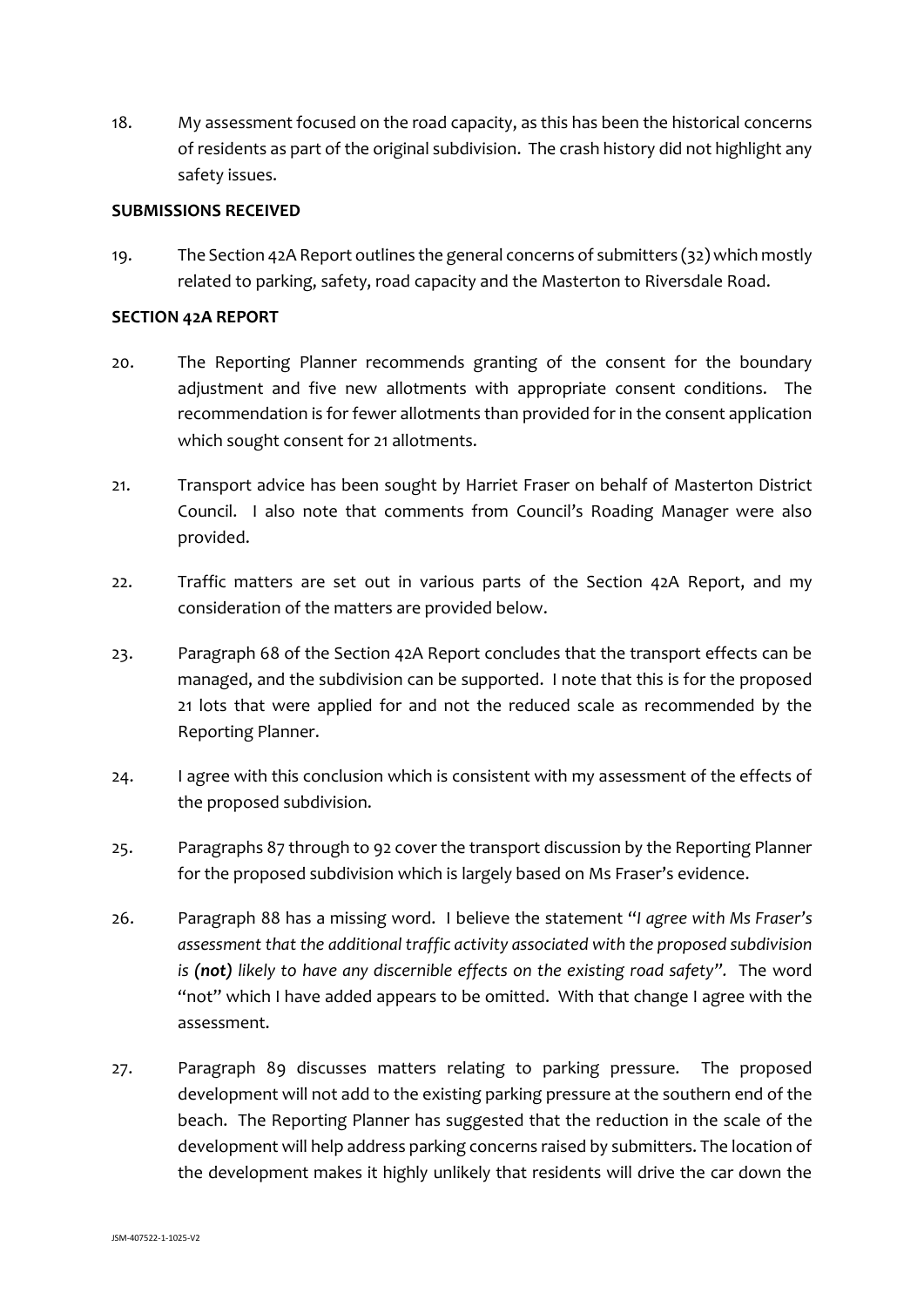18. My assessment focused on the road capacity, as this has been the historical concerns of residents as part of the original subdivision. The crash history did not highlight any safety issues.

**SUBMISSIONS RECEIVED**

19. The Section 42A Report outlines the general concerns of submitters (32) which mostly related to parking, safety, road capacity and the Masterton to Riversdale Road.

**SECTION 42A REPORT**

20. The Reporting Planner recommends granting of the consent for the boundary adjustment and five new allotments with appropriate consent conditions. The recommendation is for fewer allotments than provided for in the consent application which sought consent for 21 allotments.

21. Transport advice has been sought by Harriet Fraser on behalf of Masterton District Council. I also note that comments from Council's Roading Manager were also provided.

22. Traffic matters are set out in various parts of the Section 42A Report, and my consideration of the matters are provided below.

23. Paragraph 68 of the Section 42A Report concludes that the transport effects can be managed, and the subdivision can be supported. I note that this is for the proposed 21 lots that were applied for and not the reduced scale as recommended by the Reporting Planner.

24. I agree with this conclusion which is consistent with my assessment of the effects of the proposed subdivision.

25. Paragraphs 87 through to 92 cover the transport discussion by the Reporting Planner for the proposed subdivision which is largely based on Ms Fraser's evidence.

26. Paragraph 88 has a missing word. I believe the statement "*I agree with Ms Fraser's assessment that the additional traffic activity associated with the proposed subdivision is **(not)** likely to have any discernible effects on the existing road safety".* The word "not" which I have added appears to be omitted. With that change I agree with the assessment.

27. Paragraph 89 discusses matters relating to parking pressure. The proposed development will not add to the existing parking pressure at the southern end of the beach. The Reporting Planner has suggested that the reduction in the scale of the development will help address parking concerns raised by submitters. The location of the development makes it highly unlikely that residents will drive the car down the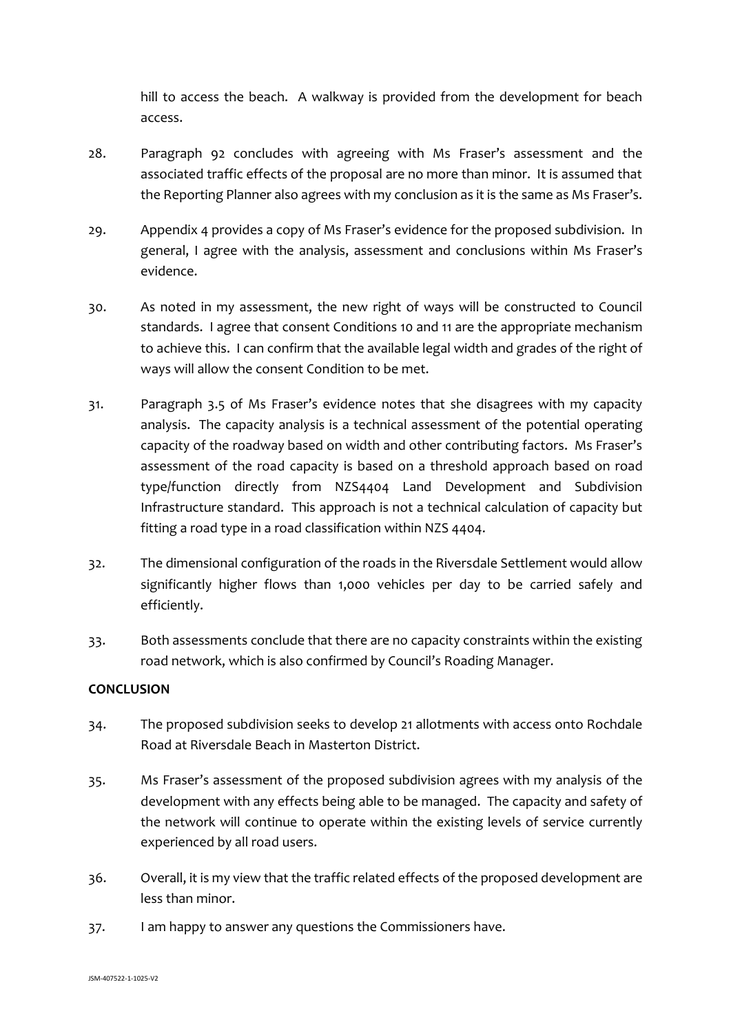hill to access the beach. A walkway is provided from the development for beach access.

28. Paragraph 92 concludes with agreeing with Ms Fraser's assessment and the associated traffic effects of the proposal are no more than minor. It is assumed that the Reporting Planner also agrees with my conclusion as it is the same as Ms Fraser's.

29. Appendix 4 provides a copy of Ms Fraser's evidence for the proposed subdivision. In general, I agree with the analysis, assessment and conclusions within Ms Fraser's evidence.

30. As noted in my assessment, the new right of ways will be constructed to Council standards. I agree that consent Conditions 10 and 11 are the appropriate mechanism to achieve this. I can confirm that the available legal width and grades of the right of ways will allow the consent Condition to be met.

31. Paragraph 3.5 of Ms Fraser's evidence notes that she disagrees with my capacity analysis. The capacity analysis is a technical assessment of the potential operating capacity of the roadway based on width and other contributing factors. Ms Fraser's assessment of the road capacity is based on a threshold approach based on road type/function directly from NZS4404 Land Development and Subdivision Infrastructure standard. This approach is not a technical calculation of capacity but fitting a road type in a road classification within NZS 4404.

32. The dimensional configuration of the roads in the Riversdale Settlement would allow significantly higher flows than 1,000 vehicles per day to be carried safely and efficiently.

33. Both assessments conclude that there are no capacity constraints within the existing road network, which is also confirmed by Council's Roading Manager.

**CONCLUSION**

34. The proposed subdivision seeks to develop 21 allotments with access onto Rochdale Road at Riversdale Beach in Masterton District.

35. Ms Fraser's assessment of the proposed subdivision agrees with my analysis of the development with any effects being able to be managed. The capacity and safety of the network will continue to operate within the existing levels of service currently experienced by all road users.

36. Overall, it is my view that the traffic related effects of the proposed development are less than minor.

37. I am happy to answer any questions the Commissioners have.

JSM-407522-1-1025-V2